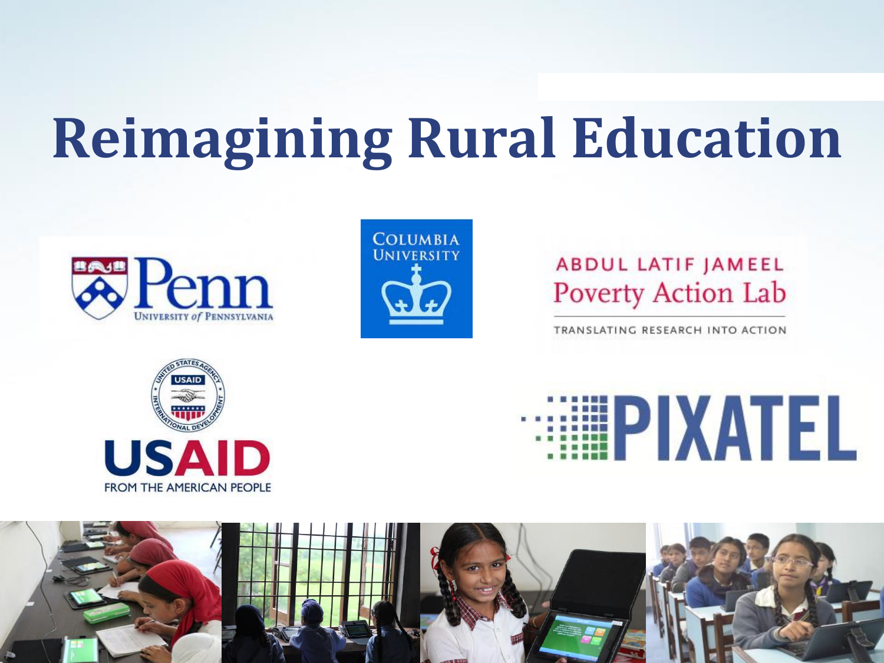# Reimagining Rural Education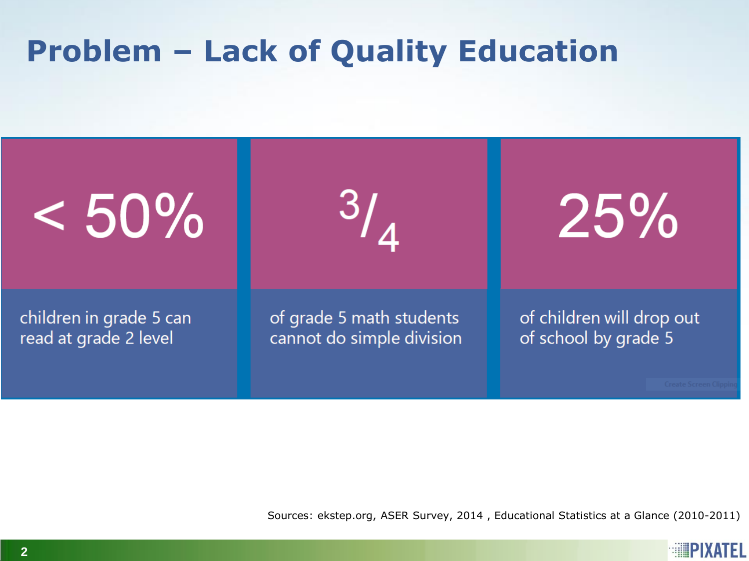# Problem – Lack of Quality Education

| < 50% | $^3/_4$ | 25% |
|---|---|---|
| children in grade 5 can read at grade 2 level | of grade 5 math students cannot do simple division | of children will drop out of school by grade 5 |

Sources: ekstep.org, ASER Survey, 2014 , Educational Statistics at a Glance (2010-2011)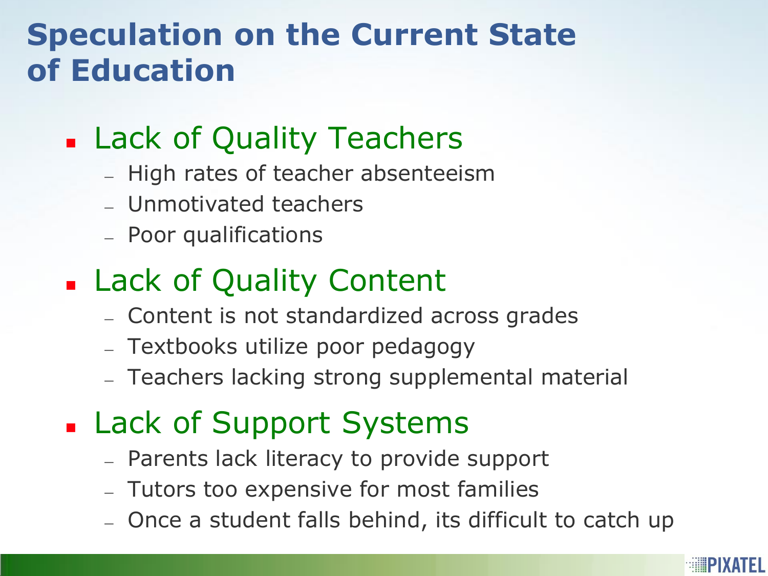# Speculation on the Current State of Education

- Lack of Quality Teachers
  - High rates of teacher absenteeism
  - Unmotivated teachers
  - Poor qualifications
- Lack of Quality Content
  - Content is not standardized across grades
  - Textbooks utilize poor pedagogy
  - Teachers lacking strong supplemental material
- Lack of Support Systems
  - Parents lack literacy to provide support
  - Tutors too expensive for most families
  - Once a student falls behind, its difficult to catch up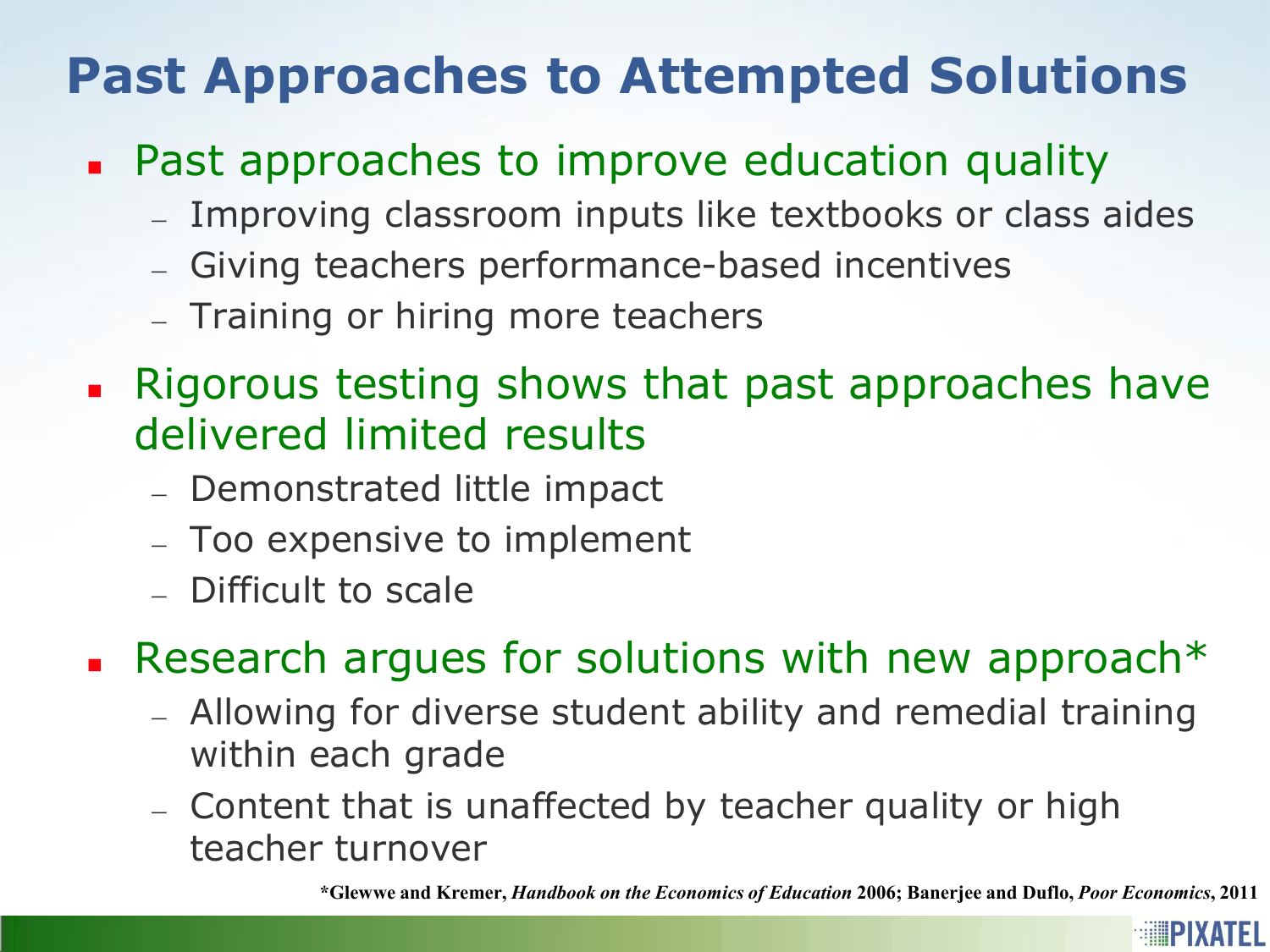# Past Approaches to Attempted Solutions

- Past approaches to improve education quality
  - Improving classroom inputs like textbooks or class aides
  - Giving teachers performance-based incentives
  - Training or hiring more teachers
- Rigorous testing shows that past approaches have delivered limited results
  - Demonstrated little impact
  - Too expensive to implement
  - Difficult to scale
- Research argues for solutions with new approach*
  - Allowing for diverse student ability and remedial training within each grade
  - Content that is unaffected by teacher quality or high teacher turnover

**\*Glewwe and Kremer, *Handbook on the Economics of Education* 2006; Banerjee and Duflo, *Poor Economics*, 2011**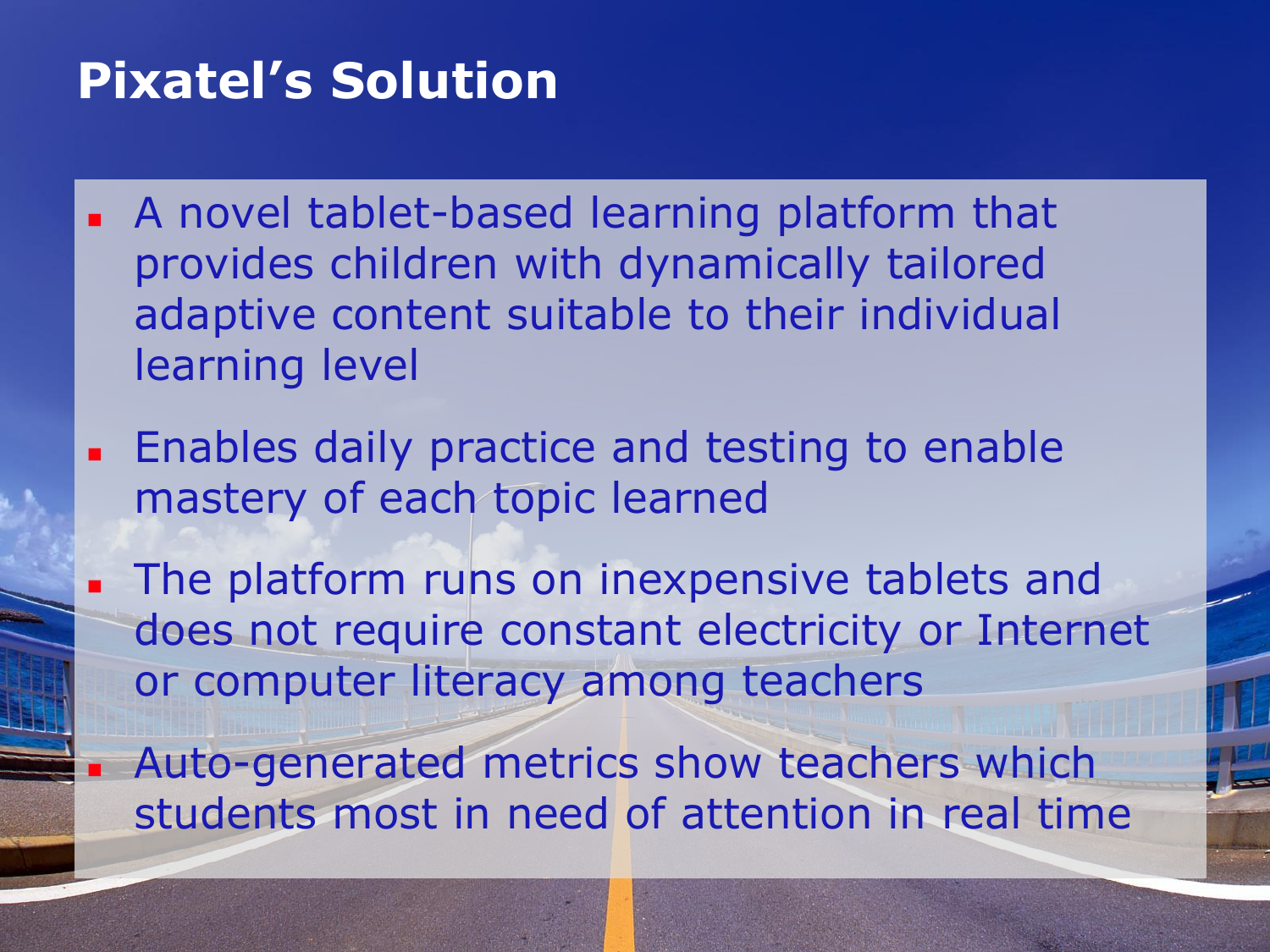# Pixatel's Solution

- A novel tablet-based learning platform that provides children with dynamically tailored adaptive content suitable to their individual learning level
- Enables daily practice and testing to enable mastery of each topic learned
- The platform runs on inexpensive tablets and does not require constant electricity or Internet or computer literacy among teachers
- Auto-generated metrics show teachers which students most in need of attention in real time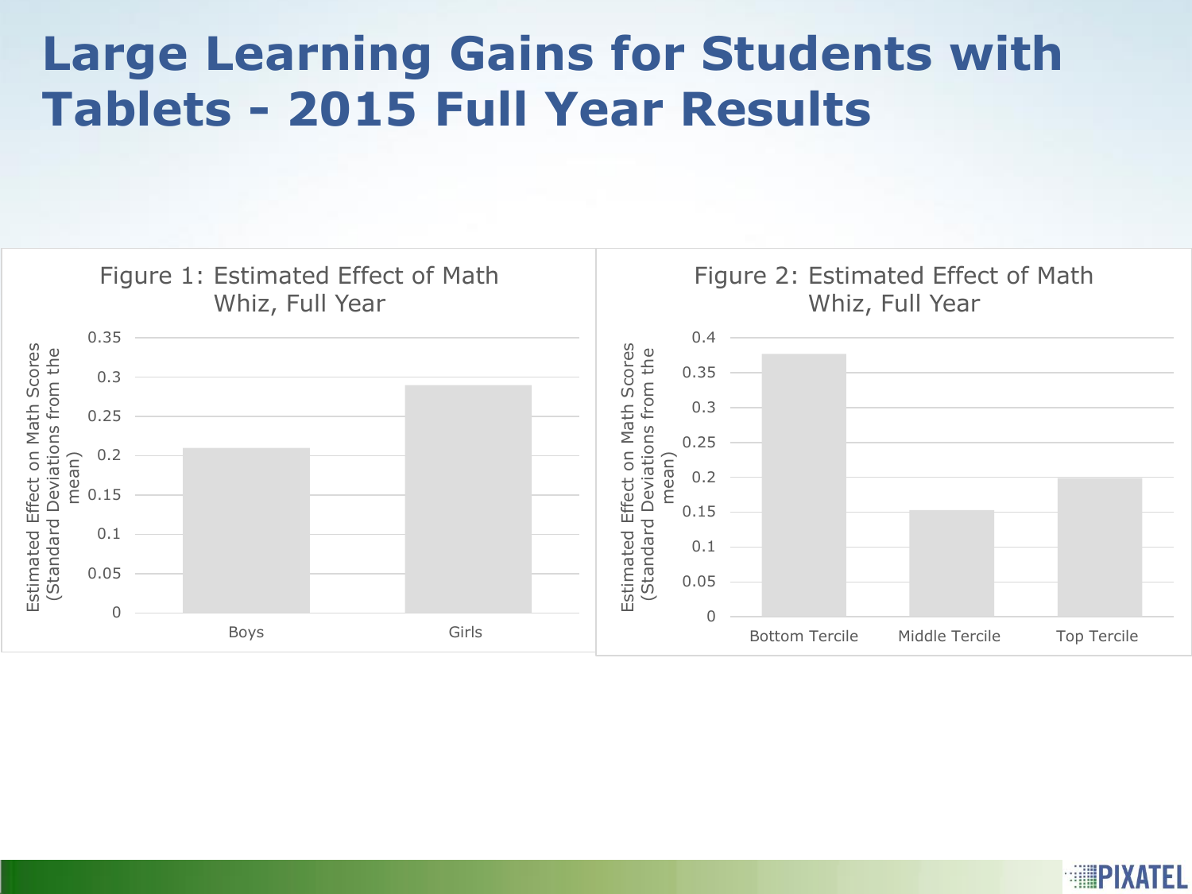# Large Learning Gains for Students with Tablets - 2015 Full Year Results

**Figure 1: Estimated Effect of Math Whiz, Full Year**

Estimated Effect on Math Scores (Standard Deviations from the mean)

| | Boys | Girls |
|---|---|---|
| Estimated effect | ~0.21 | ~0.29 |

**Figure 2: Estimated Effect of Math Whiz, Full Year**

Estimated Effect on Math Scores (Standard Deviations from the mean)

| | Bottom Tercile | Middle Tercile | Top Tercile |
|---|---|---|---|
| Estimated effect | ~0.375 | ~0.15 | ~0.2 |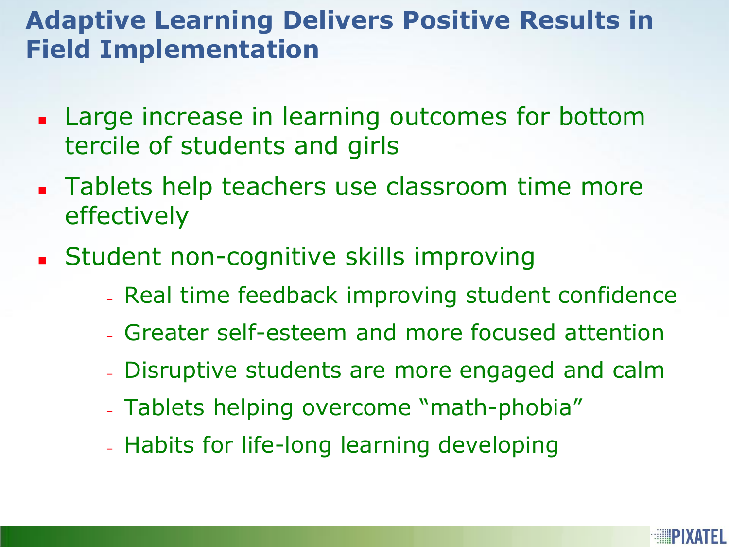# Adaptive Learning Delivers Positive Results in Field Implementation

- Large increase in learning outcomes for bottom tercile of students and girls
- Tablets help teachers use classroom time more effectively
- Student non-cognitive skills improving
  - Real time feedback improving student confidence
  - Greater self-esteem and more focused attention
  - Disruptive students are more engaged and calm
  - Tablets helping overcome "math-phobia"
  - Habits for life-long learning developing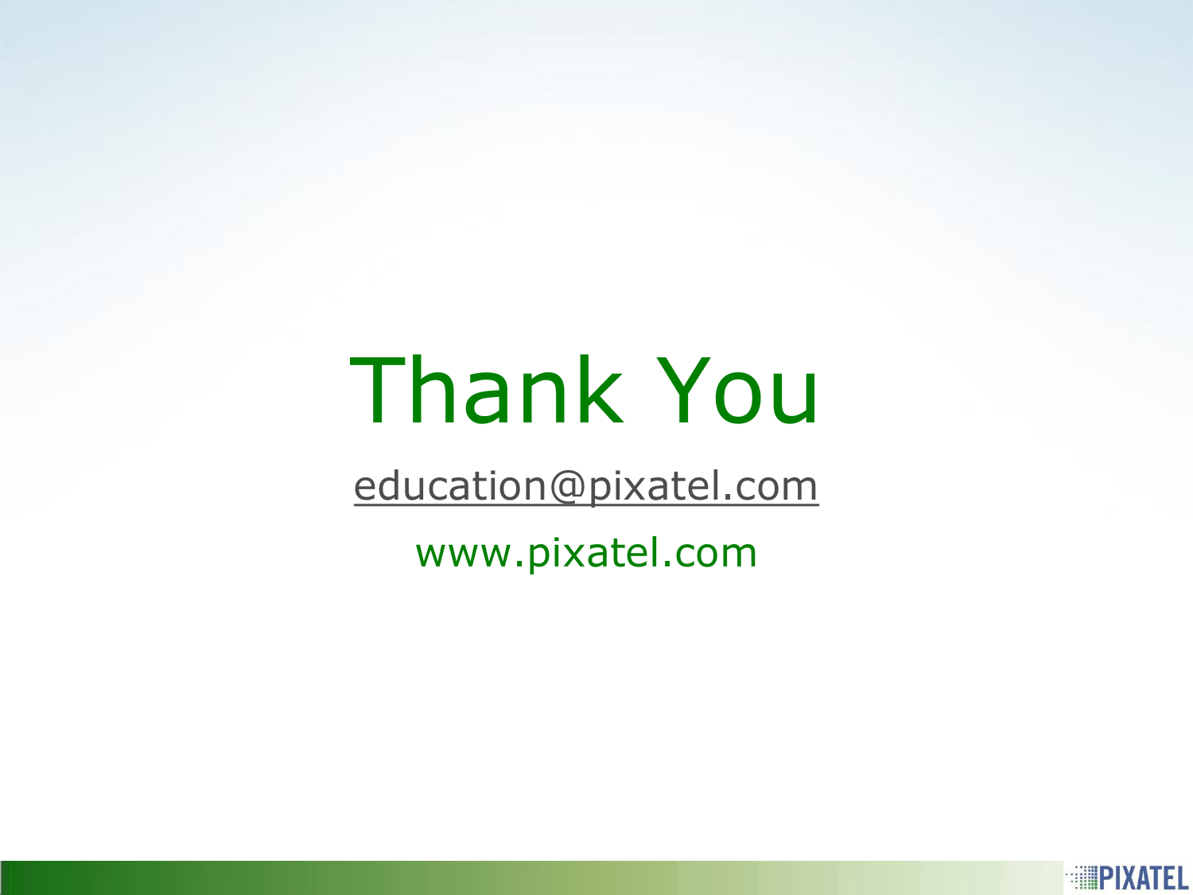# Thank You

education@pixatel.com

www.pixatel.com